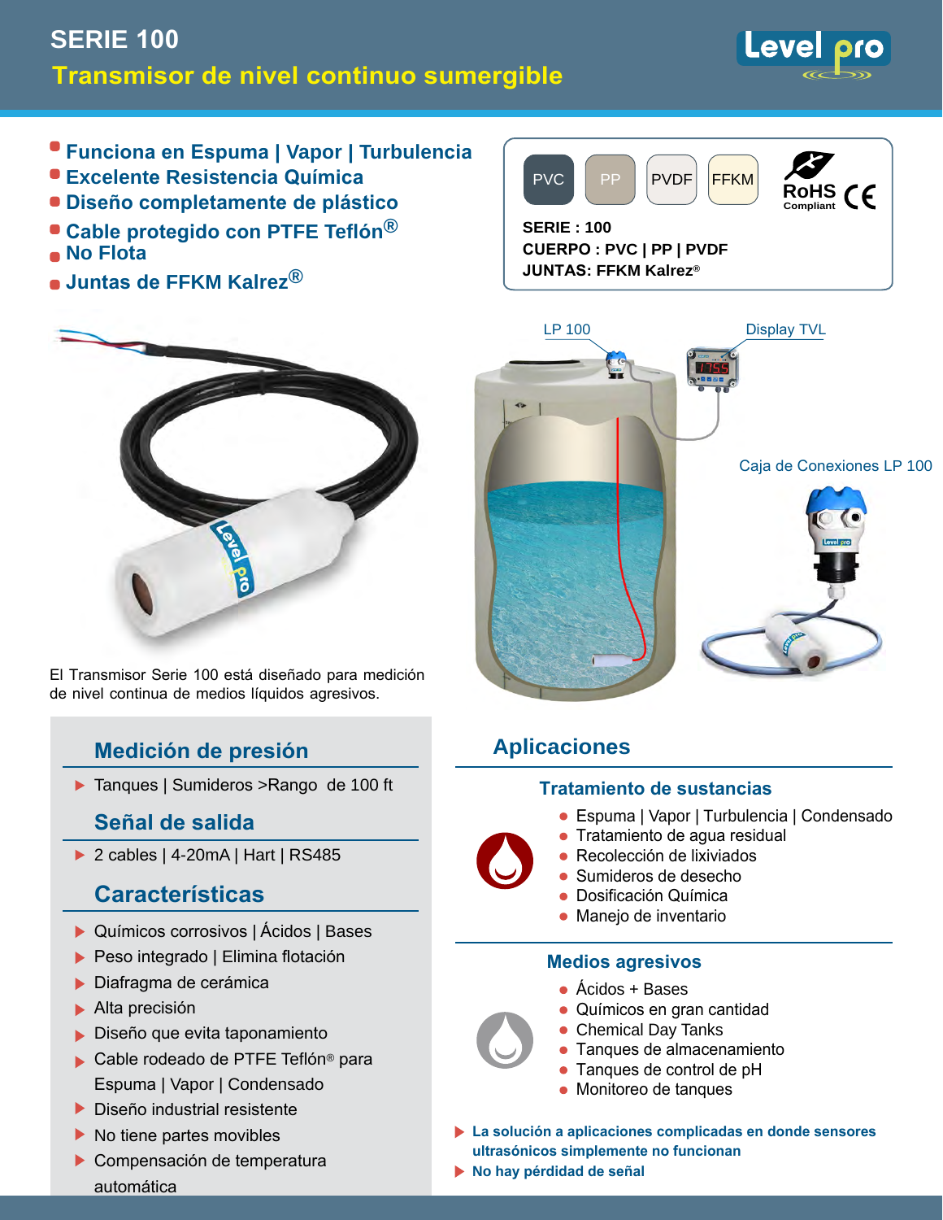# SERIE 100

## Transmisor de nivel continuo sumergible

- Funciona en Espuma | Vapor | Turbulencia
- Excelente Resistencia Química
- Diseño completamente de plástico
- Cable protegido con PTFE Teflón®
- No Flota
- Juntas de FFKM Kalrez®

PVC | PP | PVDF | FFKM

RoHS Compliant | CE

**SERIE : 100**
**CUERPO : PVC | PP | PVDF**
**JUNTAS: FFKM Kalrez®**

LP 100 | Display TVL | Caja de Conexiones LP 100

El Transmisor Serie 100 está diseñado para medición de nivel continua de medios líquidos agresivos.

### Medición de presión

- Tanques | Sumideros >Rango de 100 ft

### Señal de salida

- 2 cables | 4-20mA | Hart | RS485

### Características

- Químicos corrosivos | Ácidos | Bases
- Peso integrado | Elimina flotación
- Diafragma de cerámica
- Alta precisión
- Diseño que evita taponamiento
- Cable rodeado de PTFE Teflón® para Espuma | Vapor | Condensado
- Diseño industrial resistente
- No tiene partes movibles
- Compensación de temperatura automática

## Aplicaciones

### Tratamiento de sustancias

- Espuma | Vapor | Turbulencia | Condensado
- Tratamiento de agua residual
- Recolección de lixiviados
- Sumideros de desecho
- Dosificación Química
- Manejo de inventario

### Medios agresivos

- Ácidos + Bases
- Químicos en gran cantidad
- Chemical Day Tanks
- Tanques de almacenamiento
- Tanques de control de pH
- Monitoreo de tanques

- **La solución a aplicaciones complicadas en donde sensores ultrasónicos simplemente no funcionan**
- **No hay pérdidad de señal**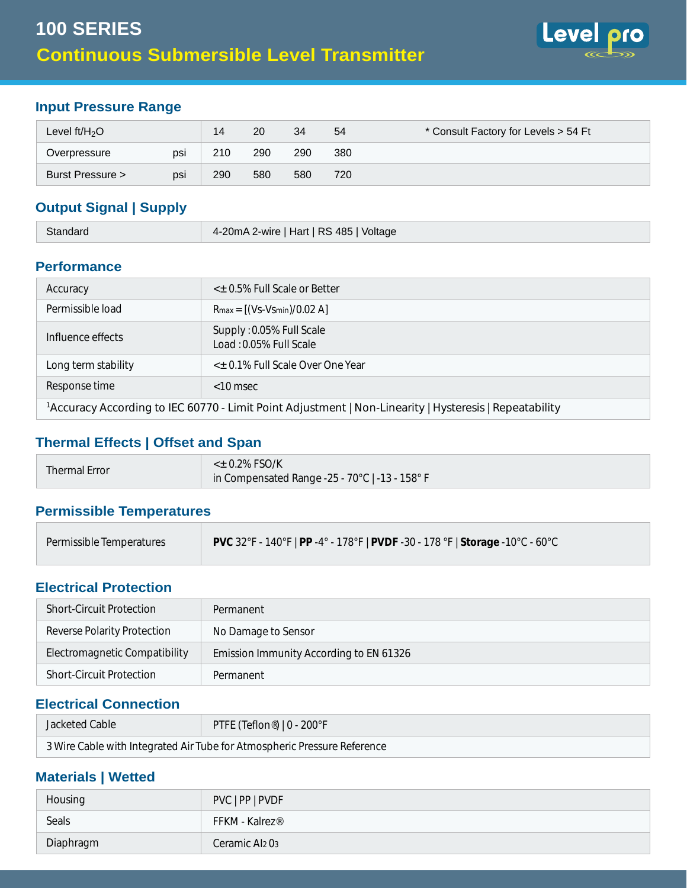# 100 SERIES

## Continuous Submersible Level Transmitter

### Input Pressure Range

| Level ft/$H_2O$ | | 14 | 20 | 34 | 54 | * Consult Factory for Levels > 54 Ft |
|---|---|---|---|---|---|---|
| Overpressure | psi | 210 | 290 | 290 | 380 | |
| Burst Pressure > | psi | 290 | 580 | 580 | 720 | |

### Output Signal | Supply

| Standard | 4-20mA 2-wire \| Hart \| RS 485 \| Voltage |
|---|---|

### Performance

| Accuracy | <± 0.5% Full Scale or Better |
|---|---|
| Permissible load | $R_{max}$ = [(Vs-$Vs_{min}$)/0.02 A] |
| Influence effects | Supply : 0.05% Full Scale<br>Load : 0.05% Full Scale |
| Long term stability | <± 0.1% Full Scale Over One Year |
| Response time | <10 msec |
| [1]Accuracy According to IEC 60770 - Limit Point Adjustment \| Non-Linearity \| Hysteresis \| Repeatability | |

### Thermal Effects | Offset and Span

| Thermal Error | <± 0.2% FSO/K<br>in Compensated Range -25 - 70°C \| -13 - 158° F |
|---|---|

### Permissible Temperatures

| Permissible Temperatures | **PVC** 32°F - 140°F \| **PP** -4° - 178°F \| **PVDF** -30 - 178 °F \| **Storage** -10°C - 60°C |
|---|---|

### Electrical Protection

| Short-Circuit Protection | Permanent |
|---|---|
| Reverse Polarity Protection | No Damage to Sensor |
| Electromagnetic Compatibility | Emission Immunity According to EN 61326 |
| Short-Circuit Protection | Permanent |

### Electrical Connection

| Jacketed Cable | PTFE (Teflon®) \| 0 - 200°F |
|---|---|
| 3 Wire Cable with Integrated Air Tube for Atmospheric Pressure Reference | |

### Materials | Wetted

| Housing | PVC \| PP \| PVDF |
|---|---|
| Seals | FFKM - Kalrez® |
| Diaphragm | Ceramic $Al_2O_3$ |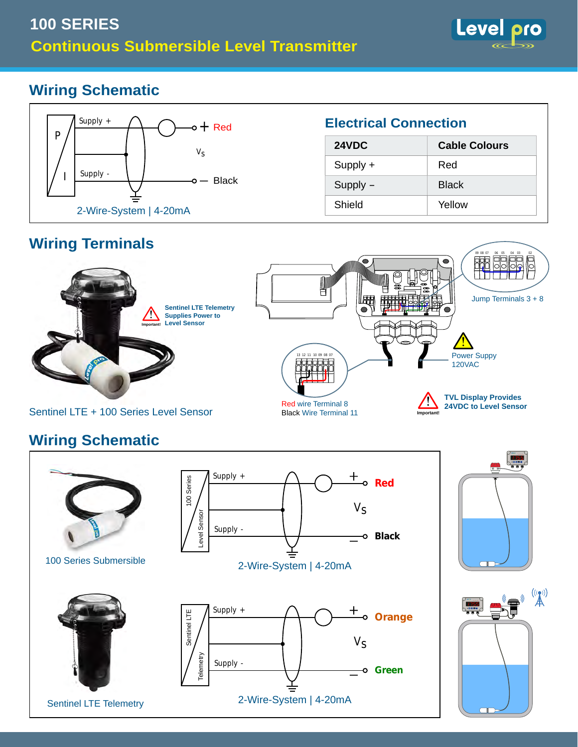# 100 SERIES

## Continuous Submersible Level Transmitter

## Wiring Schematic

P

I

Supply +

Supply -

+ Red

$V_S$

— Black

2-Wire-System | 4-20mA

### Electrical Connection

| 24VDC | Cable Colours |
|---|---|
| Supply + | Red |
| Supply – | Black |
| Shield | Yellow |

## Wiring Terminals

Important! Sentinel LTE Telemetry Supplies Power to Level Sensor

Sentinel LTE + 100 Series Level Sensor

Jump Terminals 3 + 8

Power Supply 120VAC

Red wire Terminal 8
Black Wire Terminal 11

Important! TVL Display Provides 24VDC to Level Sensor

## Wiring Schematic

100 Series Submersible

100 Series Level Sensor

Supply +

Supply -

+ Red

$V_S$

— Black

2-Wire-System | 4-20mA

Sentinel LTE Telemetry

Sentinel LTE Telemetry

Supply +

Supply -

+ Orange

$V_S$

— Green

2-Wire-System | 4-20mA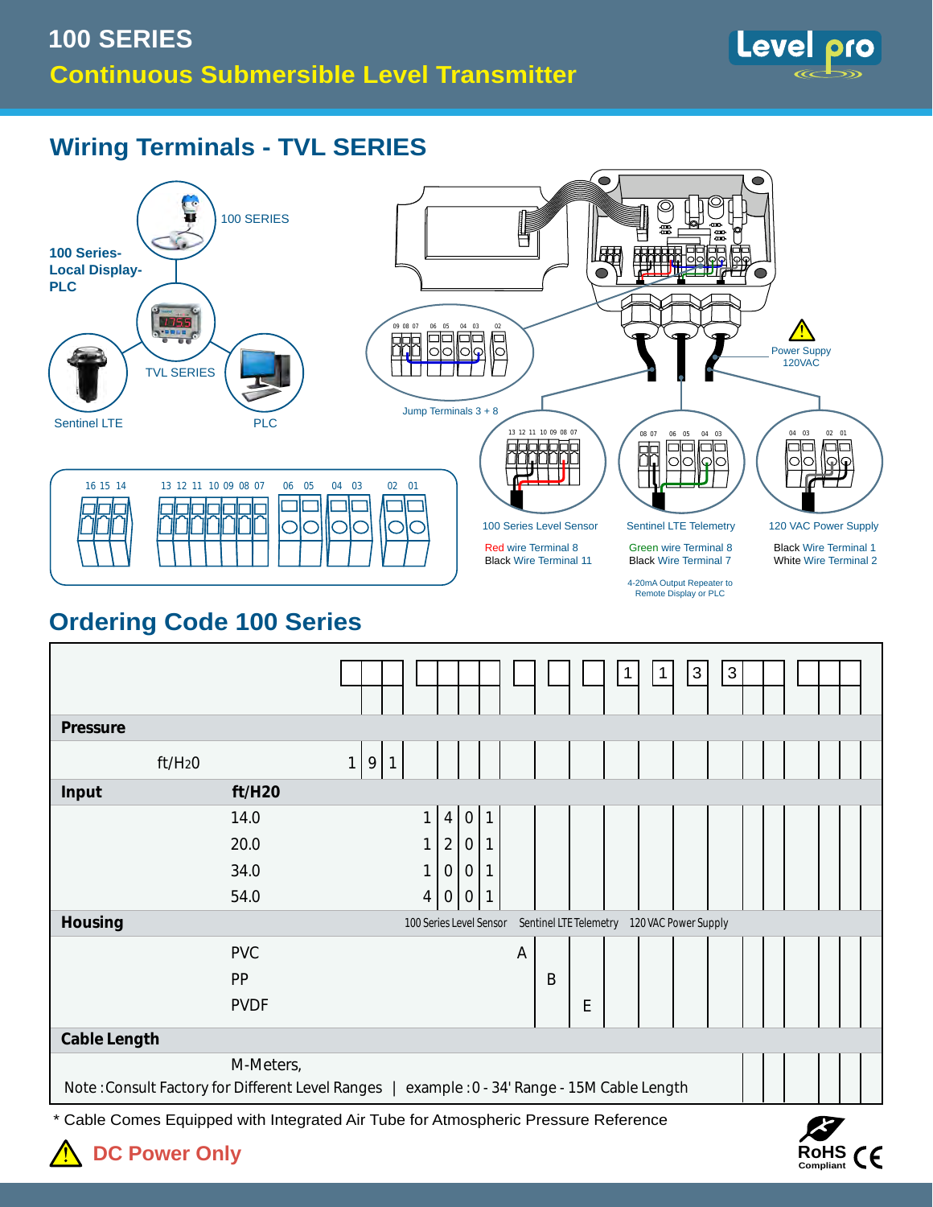# 100 SERIES

## Continuous Submersible Level Transmitter

## Wiring Terminals - TVL SERIES

100 SERIES

100 Series-
Local Display-
PLC

TVL SERIES

Sentinel LTE

PLC

16 15 14 13 12 11 10 09 08 07 06 05 04 03 02 01

Jump Terminals 3 + 8

Power Suppy
120VAC

**100 Series Level Sensor**
Red wire Terminal 8
Black Wire Terminal 11

**Sentinel LTE Telemetry**
Green wire Terminal 8
Black Wire Terminal 7

4-20mA Output Repeater to Remote Display or PLC

**120 VAC Power Supply**
Black Wire Terminal 1
White Wire Terminal 2

## Ordering Code 100 Series

| | | | | | | | | | | | |
|---|---|---|---|---|---|---|---|---|---|---|---|
| | | | | | | | | 1 | 1 | 3 | 3 |
| **Pressure** | | | | | | | | | | | |
| ft/H20 | | 1 9 1 | | | | | | | | | |
| **Input** | **ft/H20** | | | | | | | | | | |
| | 14.0 | | 1 4 0 1 | | | | | | | | |
| | 20.0 | | 1 2 0 1 | | | | | | | | |
| | 34.0 | | 1 0 0 1 | | | | | | | | |
| | 54.0 | | 4 0 0 1 | | | | | | | | |
| **Housing** | | | 100 Series Level Sensor | Sentinel LTE Telemetry | 120 VAC Power Supply | | | | | | |
| | PVC | | | A | | | | | | | |
| | PP | | | | B | | | | | | |
| | PVDF | | | | | E | | | | | |
| **Cable Length** | | | | | | | | | | | |
| | M-Meters, | | | | | | | | | | |
| Note : Consult Factory for Different Level Ranges \| example : 0 - 34' Range - 15M Cable Length | | | | | | | | | | | |

\* Cable Comes Equipped with Integrated Air Tube for Atmospheric Pressure Reference

**DC Power Only**

RoHS Compliant CE